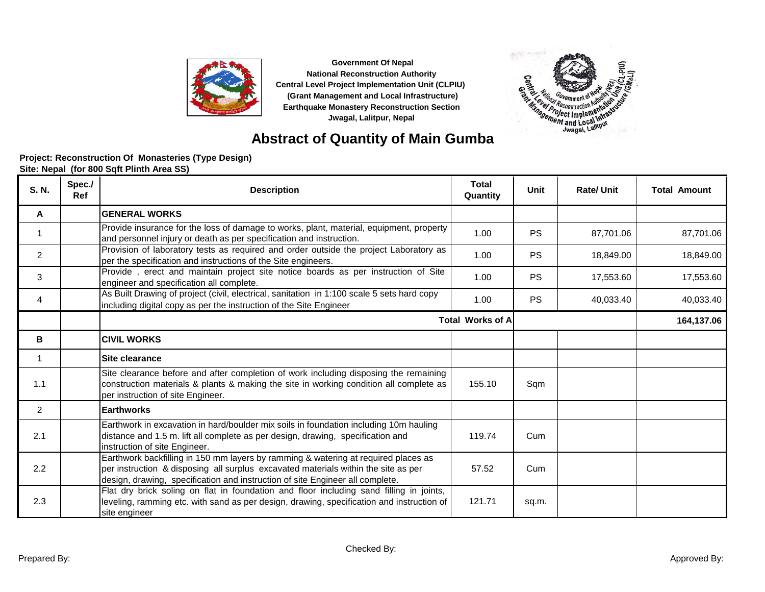Government Of Nepal
National Reconstruction Authority
Central Level Project Implementation Unit (CLPIU)
(Grant Management and Local Infrastructure)
Earthquake Monastery Reconstruction Section
Jwagal, Lalitpur, Nepal

# Abstract of Quantity of Main Gumba

**Project: Reconstruction Of Monasteries (Type Design)**
**Site: Nepal (for 800 Sqft Plinth Area SS)**

| S. N. | Spec./ Ref | Description | Total Quantity | Unit | Rate/ Unit | Total Amount |
|---|---|---|---|---|---|---|
| A | | **GENERAL WORKS** | | | | |
| 1 | | Provide insurance for the loss of damage to works, plant, material, equipment, property and personnel injury or death as per specification and instruction. | 1.00 | PS | 87,701.06 | 87,701.06 |
| 2 | | Provision of laboratory tests as required and order outside the project Laboratory as per the specification and instructions of the Site engineers. | 1.00 | PS | 18,849.00 | 18,849.00 |
| 3 | | Provide , erect and maintain project site notice boards as per instruction of Site engineer and specification all complete. | 1.00 | PS | 17,553.60 | 17,553.60 |
| 4 | | As Built Drawing of project (civil, electrical, sanitation in 1:100 scale 5 sets hard copy including digital copy as per the instruction of the Site Engineer | 1.00 | PS | 40,033.40 | 40,033.40 |
| | | **Total Works of A** | | | | **164,137.06** |
| B | | **CIVIL WORKS** | | | | |
| 1 | | **Site clearance** | | | | |
| 1.1 | | Site clearance before and after completion of work including disposing the remaining construction materials & plants & making the site in working condition all complete as per instruction of site Engineer. | 155.10 | Sqm | | |
| 2 | | **Earthworks** | | | | |
| 2.1 | | Earthwork in excavation in hard/boulder mix soils in foundation including 10m hauling distance and 1.5 m. lift all complete as per design, drawing, specification and instruction of site Engineer. | 119.74 | Cum | | |
| 2.2 | | Earthwork backfilling in 150 mm layers by ramming & watering at required places as per instruction & disposing all surplus excavated materials within the site as per design, drawing, specification and instruction of site Engineer all complete. | 57.52 | Cum | | |
| 2.3 | | Flat dry brick soling on flat in foundation and floor including sand filling in joints, leveling, ramming etc. with sand as per design, drawing, specification and instruction of site engineer | 121.71 | sq.m. | | |

Prepared By: Checked By: Approved By: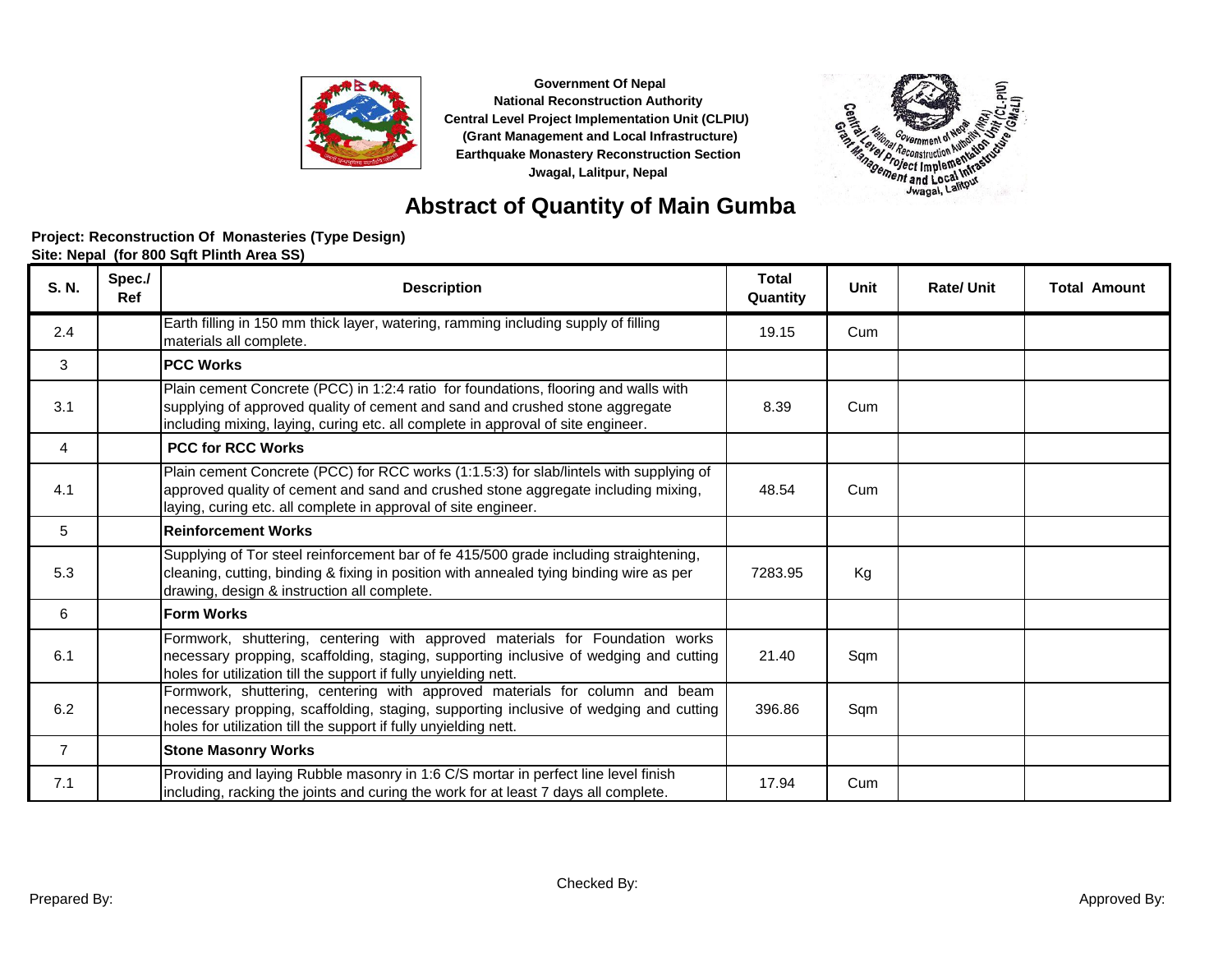Government Of Nepal
National Reconstruction Authority
Central Level Project Implementation Unit (CLPIU)
(Grant Management and Local Infrastructure)
Earthquake Monastery Reconstruction Section
Jwagal, Lalitpur, Nepal

# Abstract of Quantity of Main Gumba

**Project: Reconstruction Of Monasteries (Type Design)**
**Site: Nepal (for 800 Sqft Plinth Area SS)**

| S. N. | Spec./ Ref | Description | Total Quantity | Unit | Rate/ Unit | Total Amount |
|---|---|---|---|---|---|---|
| 2.4 | | Earth filling in 150 mm thick layer, watering, ramming including supply of filling materials all complete. | 19.15 | Cum | | |
| 3 | | **PCC Works** | | | | |
| 3.1 | | Plain cement Concrete (PCC) in 1:2:4 ratio for foundations, flooring and walls with supplying of approved quality of cement and sand and crushed stone aggregate including mixing, laying, curing etc. all complete in approval of site engineer. | 8.39 | Cum | | |
| 4 | | **PCC for RCC Works** | | | | |
| 4.1 | | Plain cement Concrete (PCC) for RCC works (1:1.5:3) for slab/lintels with supplying of approved quality of cement and sand and crushed stone aggregate including mixing, laying, curing etc. all complete in approval of site engineer. | 48.54 | Cum | | |
| 5 | | **Reinforcement Works** | | | | |
| 5.3 | | Supplying of Tor steel reinforcement bar of fe 415/500 grade including straightening, cleaning, cutting, binding & fixing in position with annealed tying binding wire as per drawing, design & instruction all complete. | 7283.95 | Kg | | |
| 6 | | **Form Works** | | | | |
| 6.1 | | Formwork, shuttering, centering with approved materials for Foundation works necessary propping, scaffolding, staging, supporting inclusive of wedging and cutting holes for utilization till the support if fully unyielding nett. | 21.40 | Sqm | | |
| 6.2 | | Formwork, shuttering, centering with approved materials for column and beam necessary propping, scaffolding, staging, supporting inclusive of wedging and cutting holes for utilization till the support if fully unyielding nett. | 396.86 | Sqm | | |
| 7 | | **Stone Masonry Works** | | | | |
| 7.1 | | Providing and laying Rubble masonry in 1:6 C/S mortar in perfect line level finish including, racking the joints and curing the work for at least 7 days all complete. | 17.94 | Cum | | |

Prepared By: Checked By: Approved By: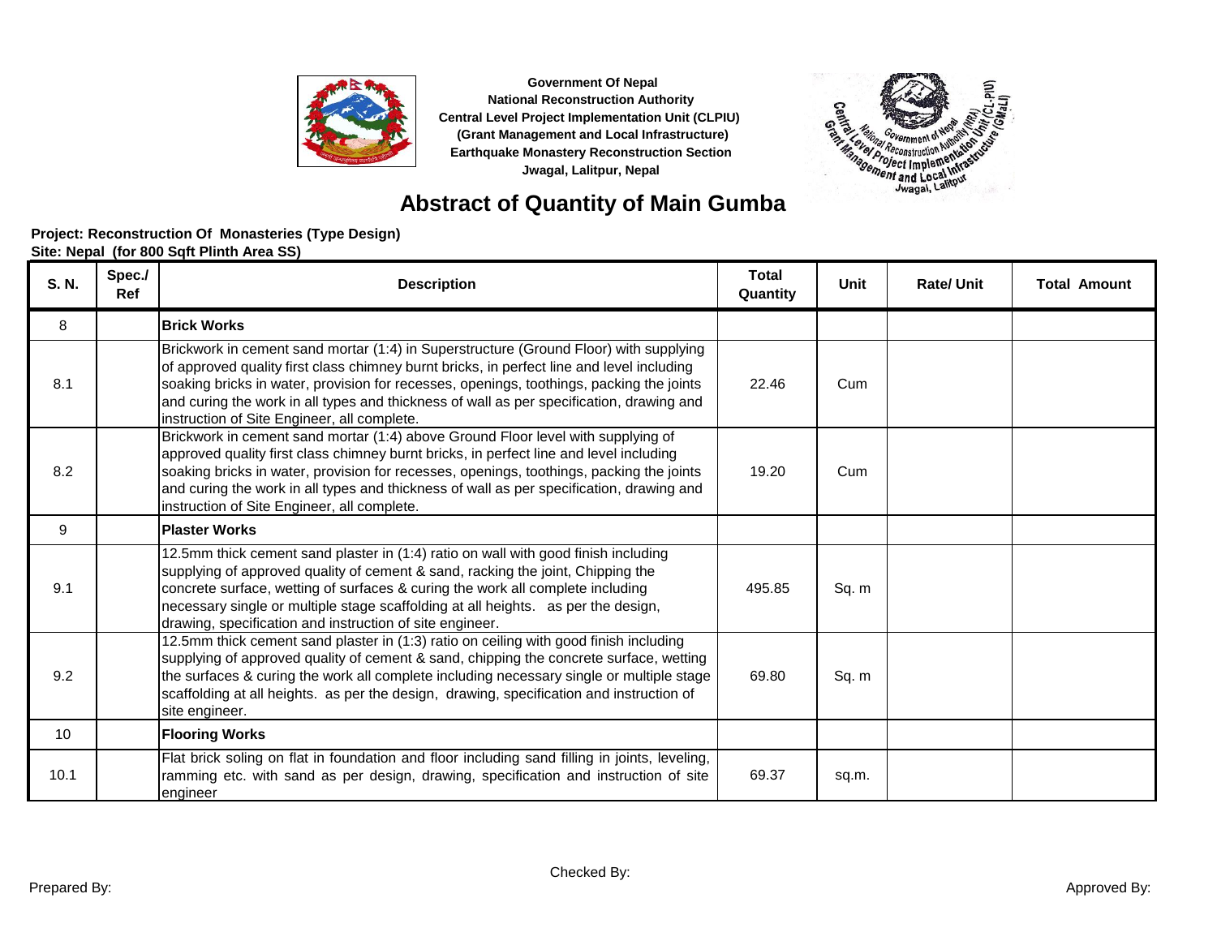Government Of Nepal
National Reconstruction Authority
Central Level Project Implementation Unit (CLPIU)
(Grant Management and Local Infrastructure)
Earthquake Monastery Reconstruction Section
Jwagal, Lalitpur, Nepal

# Abstract of Quantity of Main Gumba

**Project: Reconstruction Of Monasteries (Type Design)**
**Site: Nepal (for 800 Sqft Plinth Area SS)**

| S. N. | Spec./ Ref | Description | Total Quantity | Unit | Rate/ Unit | Total Amount |
|---|---|---|---|---|---|---|
| 8 | | **Brick Works** | | | | |
| 8.1 | | Brickwork in cement sand mortar (1:4) in Superstructure (Ground Floor) with supplying of approved quality first class chimney burnt bricks, in perfect line and level including soaking bricks in water, provision for recesses, openings, toothings, packing the joints and curing the work in all types and thickness of wall as per specification, drawing and instruction of Site Engineer, all complete. | 22.46 | Cum | | |
| 8.2 | | Brickwork in cement sand mortar (1:4) above Ground Floor level with supplying of approved quality first class chimney burnt bricks, in perfect line and level including soaking bricks in water, provision for recesses, openings, toothings, packing the joints and curing the work in all types and thickness of wall as per specification, drawing and instruction of Site Engineer, all complete. | 19.20 | Cum | | |
| 9 | | **Plaster Works** | | | | |
| 9.1 | | 12.5mm thick cement sand plaster in (1:4) ratio on wall with good finish including supplying of approved quality of cement & sand, racking the joint, Chipping the concrete surface, wetting of surfaces & curing the work all complete including necessary single or multiple stage scaffolding at all heights. as per the design, drawing, specification and instruction of site engineer. | 495.85 | Sq. m | | |
| 9.2 | | 12.5mm thick cement sand plaster in (1:3) ratio on ceiling with good finish including supplying of approved quality of cement & sand, chipping the concrete surface, wetting the surfaces & curing the work all complete including necessary single or multiple stage scaffolding at all heights. as per the design, drawing, specification and instruction of site engineer. | 69.80 | Sq. m | | |
| 10 | | **Flooring Works** | | | | |
| 10.1 | | Flat brick soling on flat in foundation and floor including sand filling in joints, leveling, ramming etc. with sand as per design, drawing, specification and instruction of site engineer | 69.37 | sq.m. | | |

Prepared By: Checked By: Approved By: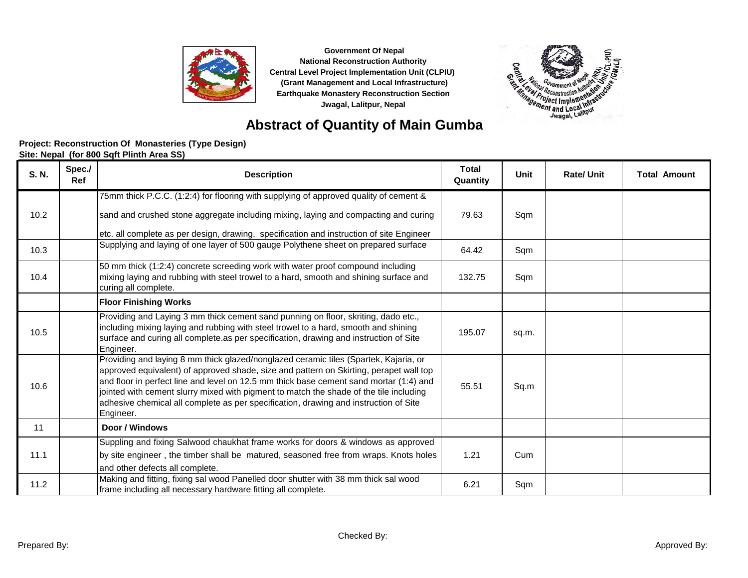Government Of Nepal
National Reconstruction Authority
Central Level Project Implementation Unit (CLPIU)
(Grant Management and Local Infrastructure)
Earthquake Monastery Reconstruction Section
Jwagal, Lalitpur, Nepal

# Abstract of Quantity of Main Gumba

**Project: Reconstruction Of Monasteries (Type Design)**
**Site: Nepal (for 800 Sqft Plinth Area SS)**

| S. N. | Spec./ Ref | Description | Total Quantity | Unit | Rate/ Unit | Total Amount |
|---|---|---|---|---|---|---|
| 10.2 | | 75mm thick P.C.C. (1:2:4) for flooring with supplying of approved quality of cement & sand and crushed stone aggregate including mixing, laying and compacting and curing etc. all complete as per design, drawing, specification and instruction of site Engineer | 79.63 | Sqm | | |
| 10.3 | | Supplying and laying of one layer of 500 gauge Polythene sheet on prepared surface | 64.42 | Sqm | | |
| 10.4 | | 50 mm thick (1:2:4) concrete screeding work with water proof compound including mixing laying and rubbing with steel trowel to a hard, smooth and shining surface and curing all complete. | 132.75 | Sqm | | |
| | | **Floor Finishing Works** | | | | |
| 10.5 | | Providing and Laying 3 mm thick cement sand punning on floor, skriting, dado etc., including mixing laying and rubbing with steel trowel to a hard, smooth and shining surface and curing all complete.as per specification, drawing and instruction of Site Engineer. | 195.07 | sq.m. | | |
| 10.6 | | Providing and laying 8 mm thick glazed/nonglazed ceramic tiles (Spartek, Kajaria, or approved equivalent) of approved shade, size and pattern on Skirting, perapet wall top and floor in perfect line and level on 12.5 mm thick base cement sand mortar (1:4) and jointed with cement slurry mixed with pigment to match the shade of the tile including adhesive chemical all complete as per specification, drawing and instruction of Site Engineer. | 55.51 | Sq.m | | |
| 11 | | **Door / Windows** | | | | |
| 11.1 | | Suppling and fixing Salwood chaukhat frame works for doors & windows as approved by site engineer , the timber shall be matured, seasoned free from wraps. Knots holes and other defects all complete. | 1.21 | Cum | | |
| 11.2 | | Making and fitting, fixing sal wood Panelled door shutter with 38 mm thick sal wood frame including all necessary hardware fitting all complete. | 6.21 | Sqm | | |

Prepared By: Checked By: Approved By: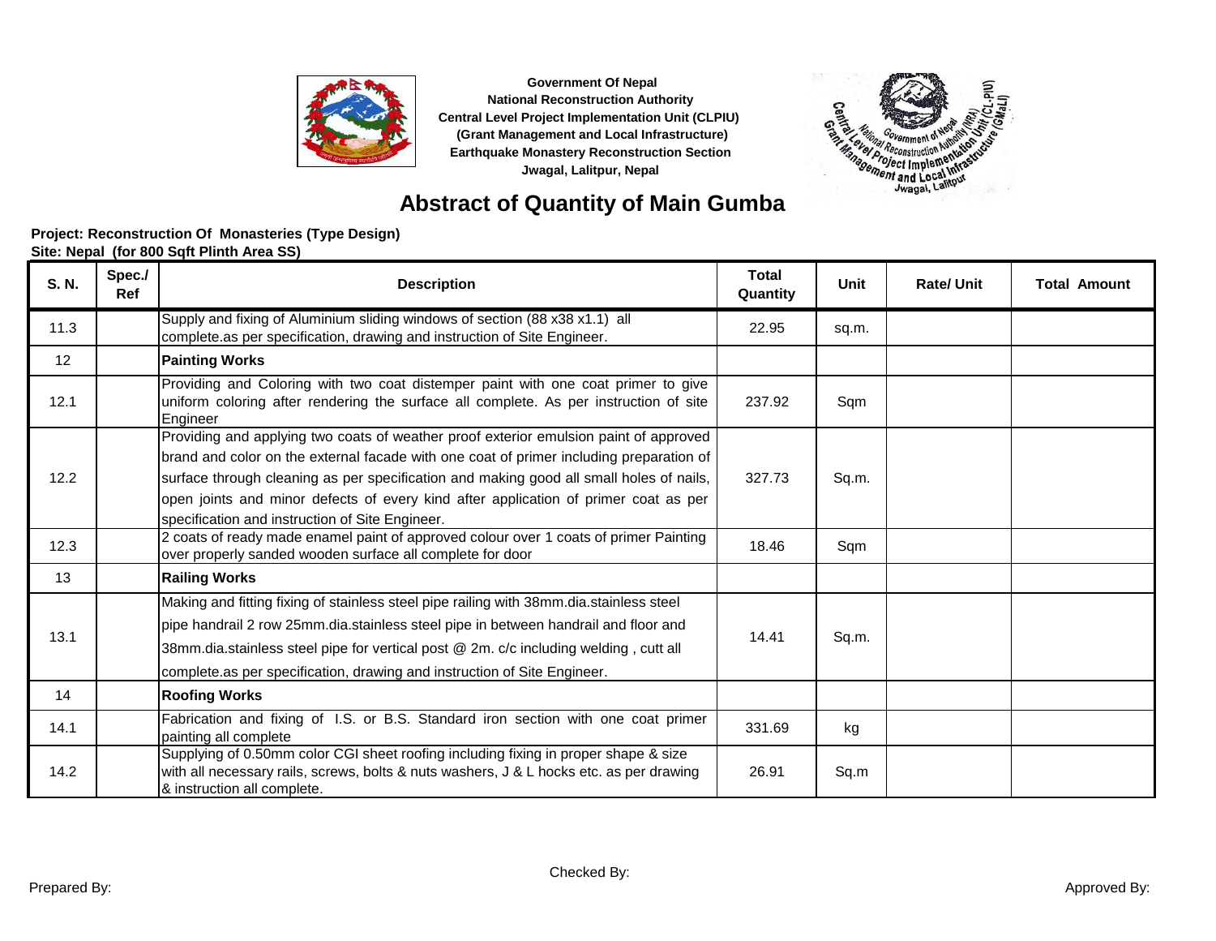Government Of Nepal
National Reconstruction Authority
Central Level Project Implementation Unit (CLPIU)
(Grant Management and Local Infrastructure)
Earthquake Monastery Reconstruction Section
Jwagal, Lalitpur, Nepal

# Abstract of Quantity of Main Gumba

**Project: Reconstruction Of Monasteries (Type Design)**
**Site: Nepal (for 800 Sqft Plinth Area SS)**

| S. N. | Spec./ Ref | Description | Total Quantity | Unit | Rate/ Unit | Total Amount |
|---|---|---|---|---|---|---|
| 11.3 | | Supply and fixing of Aluminium sliding windows of section (88 x38 x1.1) all complete.as per specification, drawing and instruction of Site Engineer. | 22.95 | sq.m. | | |
| 12 | | **Painting Works** | | | | |
| 12.1 | | Providing and Coloring with two coat distemper paint with one coat primer to give uniform coloring after rendering the surface all complete. As per instruction of site Engineer | 237.92 | Sqm | | |
| 12.2 | | Providing and applying two coats of weather proof exterior emulsion paint of approved brand and color on the external facade with one coat of primer including preparation of surface through cleaning as per specification and making good all small holes of nails, open joints and minor defects of every kind after application of primer coat as per specification and instruction of Site Engineer. | 327.73 | Sq.m. | | |
| 12.3 | | 2 coats of ready made enamel paint of approved colour over 1 coats of primer Painting over properly sanded wooden surface all complete for door | 18.46 | Sqm | | |
| 13 | | **Railing Works** | | | | |
| 13.1 | | Making and fitting fixing of stainless steel pipe railing with 38mm.dia.stainless steel pipe handrail 2 row 25mm.dia.stainless steel pipe in between handrail and floor and 38mm.dia.stainless steel pipe for vertical post @ 2m. c/c including welding , cutt all complete.as per specification, drawing and instruction of Site Engineer. | 14.41 | Sq.m. | | |
| 14 | | **Roofing Works** | | | | |
| 14.1 | | Fabrication and fixing of I.S. or B.S. Standard iron section with one coat primer painting all complete | 331.69 | kg | | |
| 14.2 | | Supplying of 0.50mm color CGI sheet roofing including fixing in proper shape & size with all necessary rails, screws, bolts & nuts washers, J & L hocks etc. as per drawing & instruction all complete. | 26.91 | Sq.m | | |

Prepared By: Checked By: Approved By: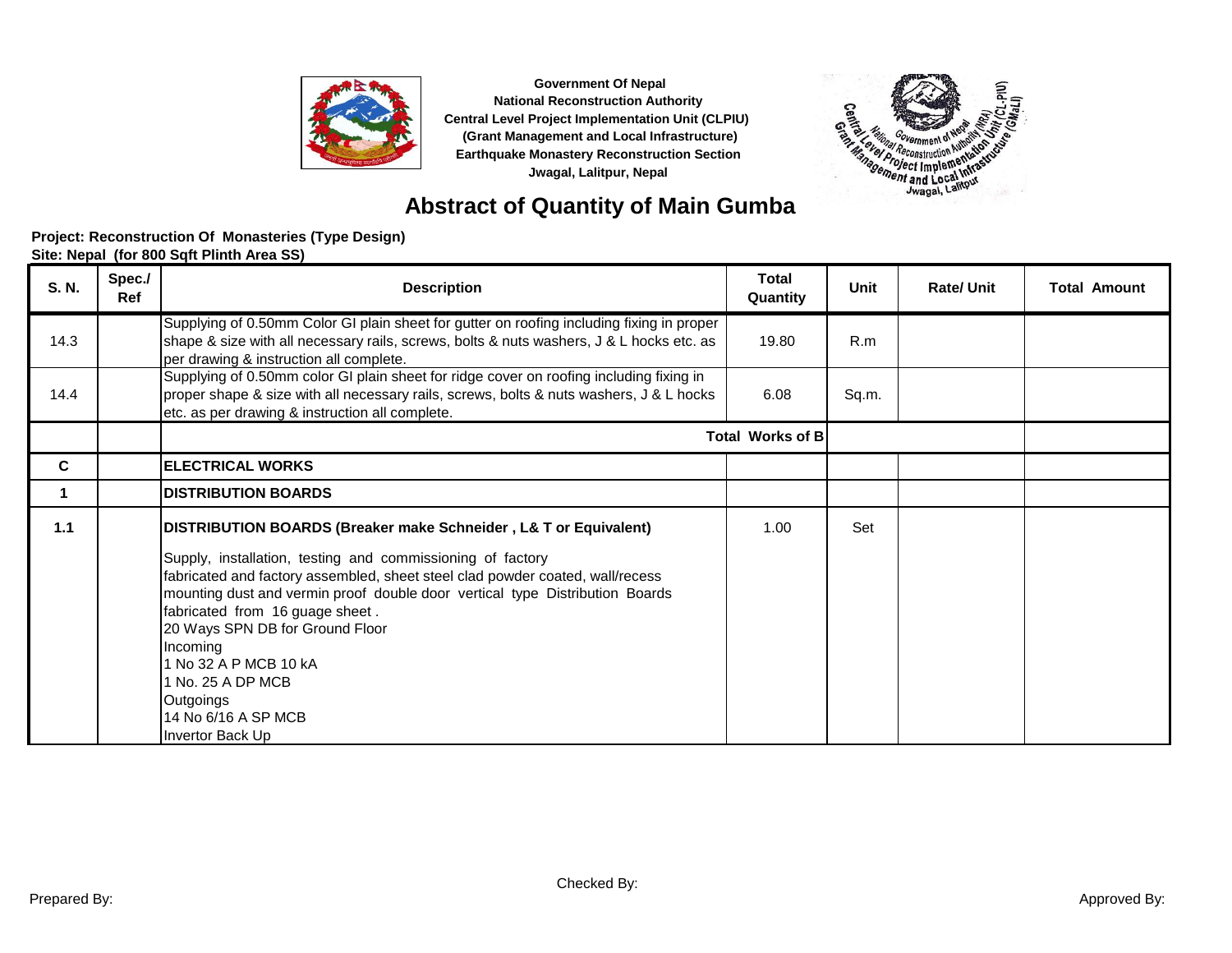Government Of Nepal
National Reconstruction Authority
Central Level Project Implementation Unit (CLPIU)
(Grant Management and Local Infrastructure)
Earthquake Monastery Reconstruction Section
Jwagal, Lalitpur, Nepal

# Abstract of Quantity of Main Gumba

**Project: Reconstruction Of Monasteries (Type Design)**
**Site: Nepal (for 800 Sqft Plinth Area SS)**

| S. N. | Spec./ Ref | Description | Total Quantity | Unit | Rate/ Unit | Total Amount |
|---|---|---|---|---|---|---|
| 14.3 | | Supplying of 0.50mm Color GI plain sheet for gutter on roofing including fixing in proper shape & size with all necessary rails, screws, bolts & nuts washers, J & L hocks etc. as per drawing & instruction all complete. | 19.80 | R.m | | |
| 14.4 | | Supplying of 0.50mm color GI plain sheet for ridge cover on roofing including fixing in proper shape & size with all necessary rails, screws, bolts & nuts washers, J & L hocks etc. as per drawing & instruction all complete. | 6.08 | Sq.m. | | |
| | | **Total Works of B** | | | | |
| **C** | | **ELECTRICAL WORKS** | | | | |
| **1** | | **DISTRIBUTION BOARDS** | | | | |
| **1.1** | | **DISTRIBUTION BOARDS (Breaker make Schneider , L& T or Equivalent)**<br>Supply, installation, testing and commissioning of factory fabricated and factory assembled, sheet steel clad powder coated, wall/recess mounting dust and vermin proof double door vertical type Distribution Boards fabricated from 16 guage sheet .<br>20 Ways SPN DB for Ground Floor<br>Incoming<br>1 No 32 A P MCB 10 kA<br>1 No. 25 A DP MCB<br>Outgoings<br>14 No 6/16 A SP MCB<br>Invertor Back Up | 1.00 | Set | | |

Prepared By: Checked By: Approved By: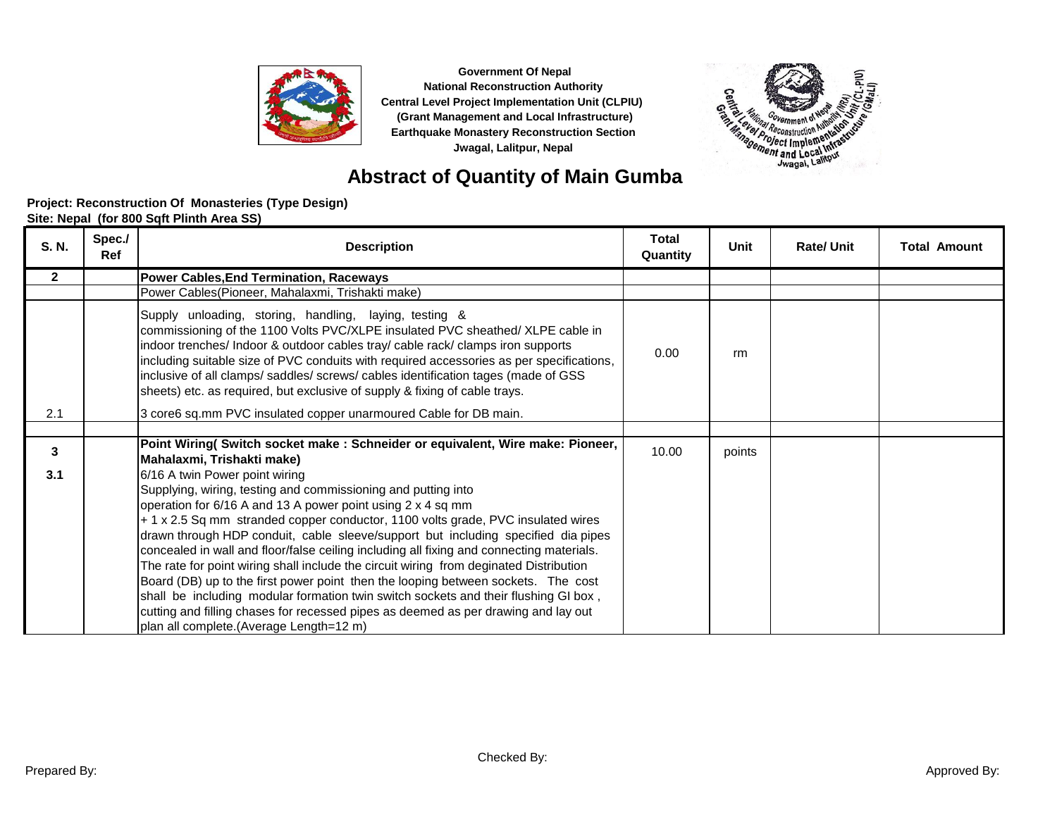Government Of Nepal
National Reconstruction Authority
Central Level Project Implementation Unit (CLPIU)
(Grant Management and Local Infrastructure)
Earthquake Monastery Reconstruction Section
Jwagal, Lalitpur, Nepal

# Abstract of Quantity of Main Gumba

**Project: Reconstruction Of Monasteries (Type Design)**
**Site: Nepal (for 800 Sqft Plinth Area SS)**

| S. N. | Spec./ Ref | Description | Total Quantity | Unit | Rate/ Unit | Total Amount |
|---|---|---|---|---|---|---|
| **2** | | **Power Cables,End Termination, Raceways** | | | | |
| | | Power Cables(Pioneer, Mahalaxmi, Trishakti make) | | | | |
| 2.1 | | Supply unloading, storing, handling, laying, testing & commissioning of the 1100 Volts PVC/XLPE insulated PVC sheathed/ XLPE cable in indoor trenches/ Indoor & outdoor cables tray/ cable rack/ clamps iron supports including suitable size of PVC conduits with required accessories as per specifications, inclusive of all clamps/ saddles/ screws/ cables identification tages (made of GSS sheets) etc. as required, but exclusive of supply & fixing of cable trays.<br>3 core6 sq.mm PVC insulated copper unarmoured Cable for DB main. | 0.00 | rm | | |
| | | | | | | |
| **3** | | **Point Wiring( Switch socket make : Schneider or equivalent, Wire make: Pioneer, Mahalaxmi, Trishakti make)** | 10.00 | points | | |
| **3.1** | | 6/16 A twin Power point wiring<br>Supplying, wiring, testing and commissioning and putting into operation for 6/16 A and 13 A power point using 2 x 4 sq mm + 1 x 2.5 Sq mm stranded copper conductor, 1100 volts grade, PVC insulated wires drawn through HDP conduit, cable sleeve/support but including specified dia pipes concealed in wall and floor/false ceiling including all fixing and connecting materials. The rate for point wiring shall include the circuit wiring from degnated Distribution Board (DB) up to the first power point then the looping between sockets. The cost shall be including modular formation twin switch sockets and their flushing GI box , cutting and filling chases for recessed pipes as deemed as per drawing and lay out plan all complete.(Average Length=12 m) | | | | |

Prepared By: Checked By: Approved By: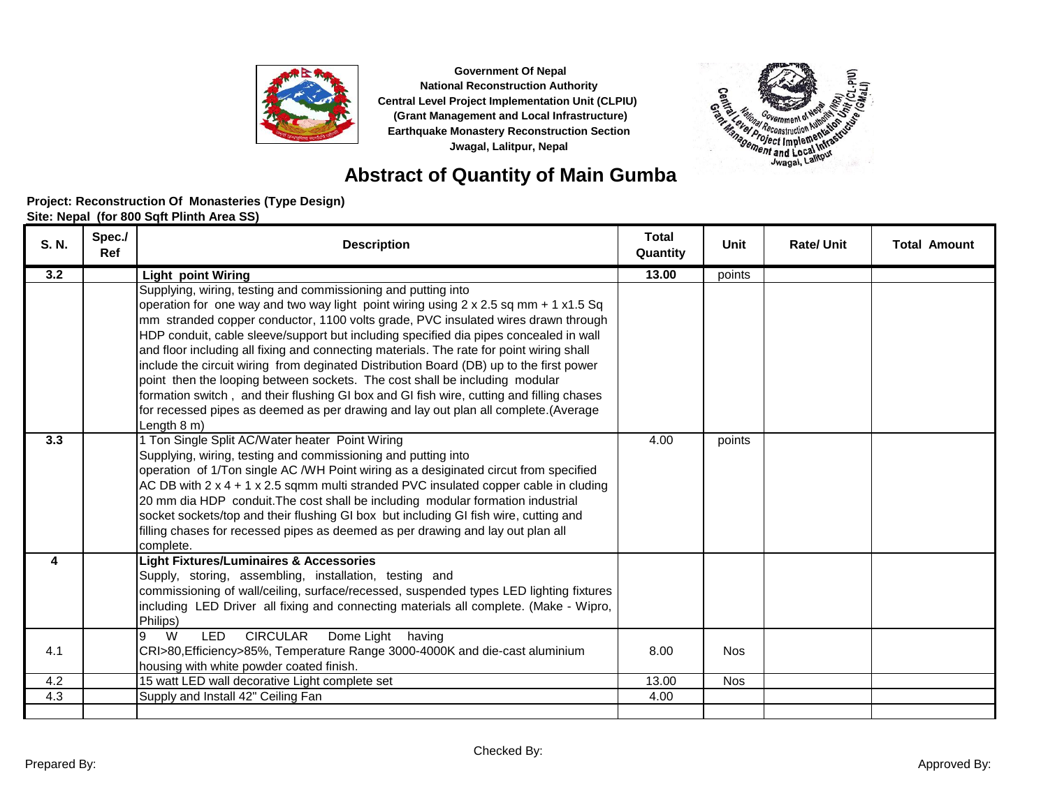Government Of Nepal
National Reconstruction Authority
Central Level Project Implementation Unit (CLPIU)
(Grant Management and Local Infrastructure)
Earthquake Monastery Reconstruction Section
Jwagal, Lalitpur, Nepal

# Abstract of Quantity of Main Gumba

**Project: Reconstruction Of Monasteries (Type Design)**
**Site: Nepal (for 800 Sqft Plinth Area SS)**

| S. N. | Spec./ Ref | Description | Total Quantity | Unit | Rate/ Unit | Total Amount |
|---|---|---|---|---|---|---|
| **3.2** | | **Light point Wiring** | **13.00** | points | | |
| | | Supplying, wiring, testing and commissioning and putting into operation for one way and two way light point wiring using 2 x 2.5 sq mm + 1 x1.5 Sq mm stranded copper conductor, 1100 volts grade, PVC insulated wires drawn through HDP conduit, cable sleeve/support but including specified dia pipes concealed in wall and floor including all fixing and connecting materials. The rate for point wiring shall include the circuit wiring from deginated Distribution Board (DB) up to the first power point then the looping between sockets. The cost shall be including modular formation switch , and their flushing GI box and GI fish wire, cutting and filling chases for recessed pipes as deemed as per drawing and lay out plan all complete.(Average Length 8 m) | | | | |
| **3.3** | | 1 Ton Single Split AC/Water heater Point Wiring<br>Supplying, wiring, testing and commissioning and putting into operation of 1/Ton single AC /WH Point wiring as a desigInated circut from specified AC DB with 2 x 4 + 1 x 2.5 sqmm multi stranded PVC insulated copper cable in cluding 20 mm dia HDP conduit.The cost shall be including modular formation industrial socket sockets/top and their flushing GI box but including GI fish wire, cutting and filling chases for recessed pipes as deemed as per drawing and lay out plan all complete. | 4.00 | points | | |
| **4** | | **Light Fixtures/Luminaires & Accessories**<br>Supply, storing, assembling, installation, testing and commissioning of wall/ceiling, surface/recessed, suspended types LED lighting fixtures including LED Driver all fixing and connecting materials all complete. (Make - Wipro, Philips) | | | | |
| 4.1 | | 9 W LED CIRCULAR Dome Light having CRI>80,Efficiency>85%, Temperature Range 3000-4000K and die-cast aluminium housing with white powder coated finish. | 8.00 | Nos | | |
| 4.2 | | 15 watt LED wall decorative Light complete set | 13.00 | Nos | | |
| 4.3 | | Supply and Install 42" Ceiling Fan | 4.00 | | | |
| | | | | | | |

Prepared By: Checked By: Approved By: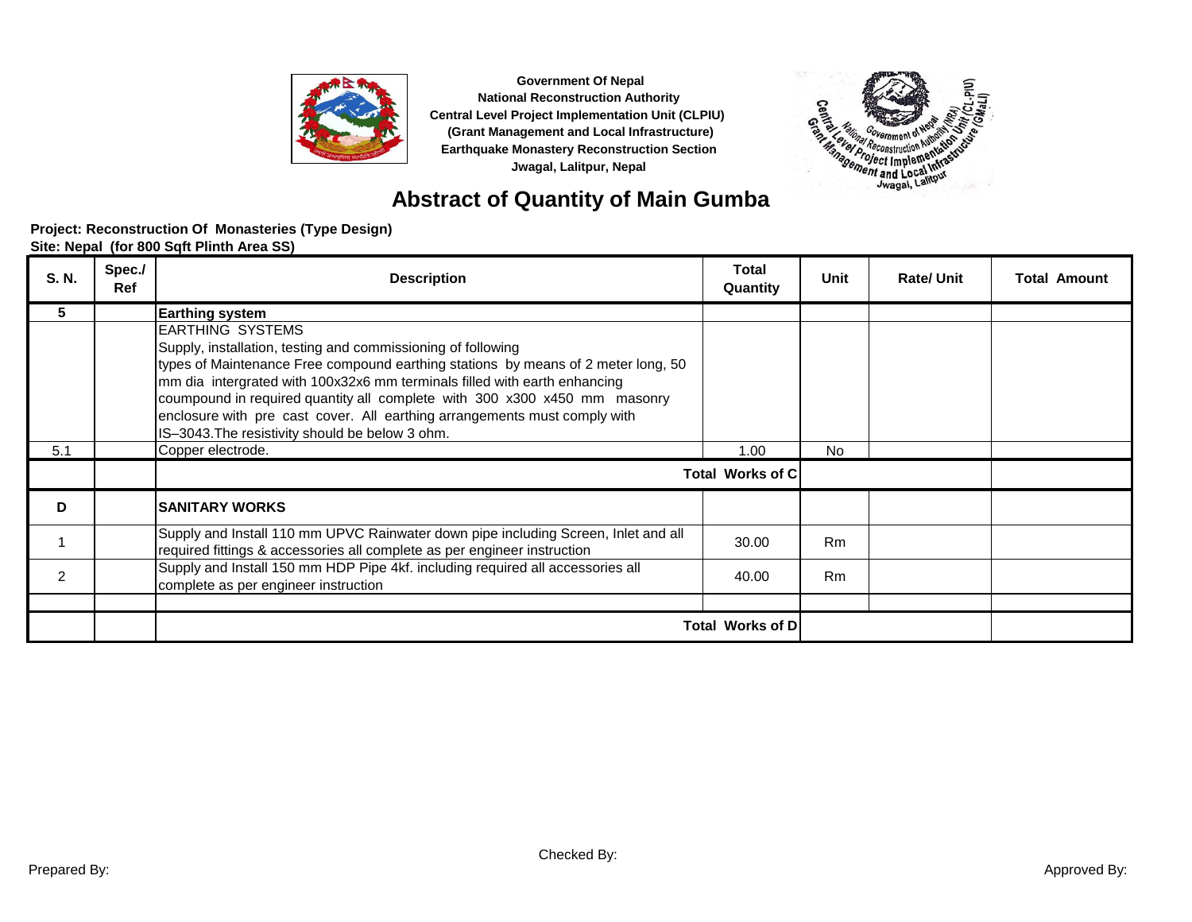Government Of Nepal
National Reconstruction Authority
Central Level Project Implementation Unit (CLPIU)
(Grant Management and Local Infrastructure)
Earthquake Monastery Reconstruction Section
Jwagal, Lalitpur, Nepal

# Abstract of Quantity of Main Gumba

**Project: Reconstruction Of Monasteries (Type Design)**
**Site: Nepal (for 800 Sqft Plinth Area SS)**

| S. N. | Spec./ Ref | Description | Total Quantity | Unit | Rate/ Unit | Total Amount |
|---|---|---|---|---|---|---|
| 5 | | **Earthing system** | | | | |
| | | EARTHING SYSTEMS<br>Supply, installation, testing and commissioning of following types of Maintenance Free compound earthing stations by means of 2 meter long, 50 mm dia intergrated with 100x32x6 mm terminals filled with earth enhancing coumpound in required quantity all complete with 300 x300 x450 mm masonry enclosure with pre cast cover. All earthing arrangements must comply with IS–3043.The resistivity should be below 3 ohm. | | | | |
| 5.1 | | Copper electrode. | 1.00 | No | | |
| | | **Total Works of C** | | | | |
| **D** | | **SANITARY WORKS** | | | | |
| 1 | | Supply and Install 110 mm UPVC Rainwater down pipe including Screen, Inlet and all required fittings & accessories all complete as per engineer instruction | 30.00 | Rm | | |
| 2 | | Supply and Install 150 mm HDP Pipe 4kf. including required all accessories all complete as per engineer instruction | 40.00 | Rm | | |
| | | | | | | |
| | | **Total Works of D** | | | | |

Prepared By: Checked By: Approved By: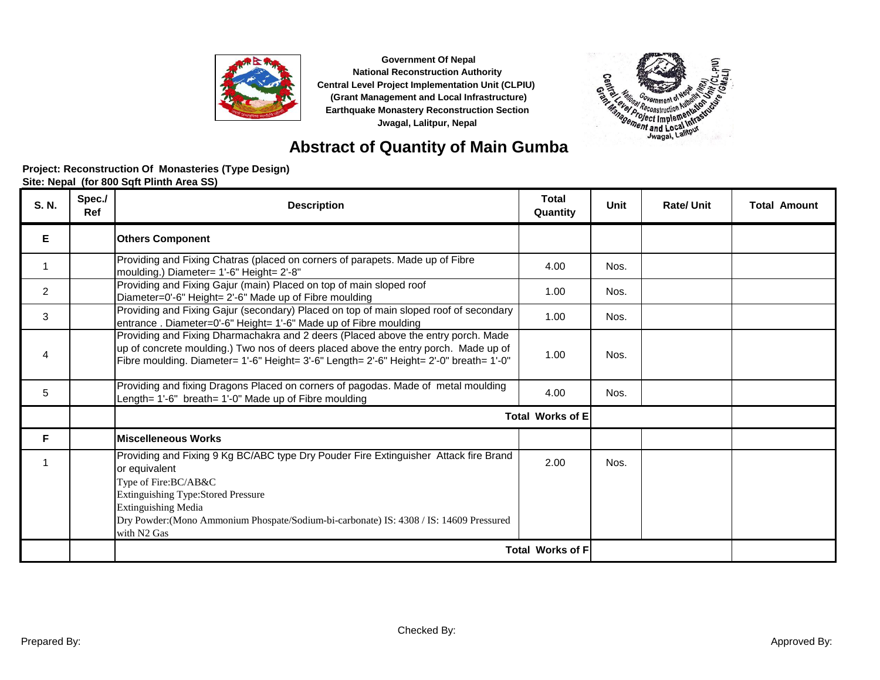Government Of Nepal
National Reconstruction Authority
Central Level Project Implementation Unit (CLPIU)
(Grant Management and Local Infrastructure)
Earthquake Monastery Reconstruction Section
Jwagal, Lalitpur, Nepal

# Abstract of Quantity of Main Gumba

**Project: Reconstruction Of Monasteries (Type Design)**
**Site: Nepal (for 800 Sqft Plinth Area SS)**

| S. N. | Spec./ Ref | Description | Total Quantity | Unit | Rate/ Unit | Total Amount |
|---|---|---|---|---|---|---|
| E | | **Others Component** | | | | |
| 1 | | Providing and Fixing Chatras (placed on corners of parapets. Made up of Fibre moulding.) Diameter= 1'-6" Height= 2'-8" | 4.00 | Nos. | | |
| 2 | | Providing and Fixing Gajur (main) Placed on top of main sloped roof Diameter=0'-6" Height= 2'-6" Made up of Fibre moulding | 1.00 | Nos. | | |
| 3 | | Providing and Fixing Gajur (secondary) Placed on top of main sloped roof of secondary entrance . Diameter=0'-6" Height= 1'-6" Made up of Fibre moulding | 1.00 | Nos. | | |
| 4 | | Providing and Fixing Dharmachakra and 2 deers (Placed above the entry porch. Made up of concrete moulding.) Two nos of deers placed above the entry porch. Made up of Fibre moulding. Diameter= 1'-6" Height= 3'-6" Length= 2'-6" Height= 2'-0" breath= 1'-0" | 1.00 | Nos. | | |
| 5 | | Providing and fixing Dragons Placed on corners of pagodas. Made of metal moulding Length= 1'-6" breath= 1'-0" Made up of Fibre moulding | 4.00 | Nos. | | |
| | | **Total Works of E** | | | | |
| F | | **Miscelleneous Works** | | | | |
| 1 | | Providing and Fixing 9 Kg BC/ABC type Dry Pouder Fire Extinguisher Attack fire Brand or equivalent<br>Type of Fire:BC/AB&C<br>Extinguishing Type:Stored Pressure<br>Extinguishing Media<br>Dry Powder:(Mono Ammonium Phospate/Sodium-bi-carbonate) IS: 4308 / IS: 14609 Pressured with N2 Gas | 2.00 | Nos. | | |
| | | **Total Works of F** | | | | |

Prepared By: Checked By: Approved By: